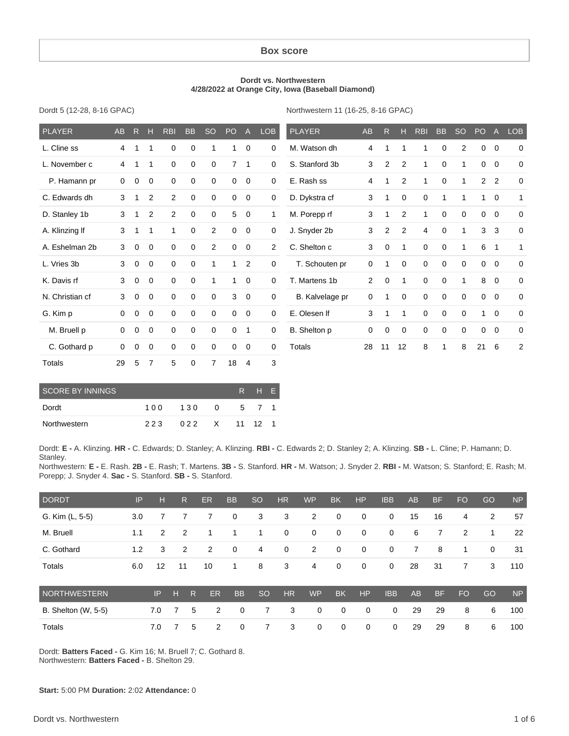## Box score

**Dordt vs. Northwestern**
**4/28/2022 at Orange City, Iowa (Baseball Diamond)**

Dordt 5 (12-28, 8-16 GPAC)

| PLAYER | AB | R | H | RBI | BB | SO | PO | A | LOB |
|---|---|---|---|---|---|---|---|---|---|
| L. Cline ss | 4 | 1 | 1 | 0 | 0 | 1 | 1 | 0 | 0 |
| L. November c | 4 | 1 | 1 | 0 | 0 | 0 | 7 | 1 | 0 |
| P. Hamann pr | 0 | 0 | 0 | 0 | 0 | 0 | 0 | 0 | 0 |
| C. Edwards dh | 3 | 1 | 2 | 2 | 0 | 0 | 0 | 0 | 0 |
| D. Stanley 1b | 3 | 1 | 2 | 2 | 0 | 0 | 5 | 0 | 1 |
| A. Klinzing lf | 3 | 1 | 1 | 1 | 0 | 2 | 0 | 0 | 0 |
| A. Eshelman 2b | 3 | 0 | 0 | 0 | 0 | 2 | 0 | 0 | 2 |
| L. Vries 3b | 3 | 0 | 0 | 0 | 0 | 1 | 1 | 2 | 0 |
| K. Davis rf | 3 | 0 | 0 | 0 | 0 | 1 | 1 | 0 | 0 |
| N. Christian cf | 3 | 0 | 0 | 0 | 0 | 0 | 3 | 0 | 0 |
| G. Kim p | 0 | 0 | 0 | 0 | 0 | 0 | 0 | 0 | 0 |
| M. Bruell p | 0 | 0 | 0 | 0 | 0 | 0 | 0 | 1 | 0 |
| C. Gothard p | 0 | 0 | 0 | 0 | 0 | 0 | 0 | 0 | 0 |
| Totals | 29 | 5 | 7 | 5 | 0 | 7 | 18 | 4 | 3 |

Northwestern 11 (16-25, 8-16 GPAC)

| PLAYER | AB | R | H | RBI | BB | SO | PO | A | LOB |
|---|---|---|---|---|---|---|---|---|---|
| M. Watson dh | 4 | 1 | 1 | 1 | 0 | 2 | 0 | 0 | 0 |
| S. Stanford 3b | 3 | 2 | 2 | 1 | 0 | 1 | 0 | 0 | 0 |
| E. Rash ss | 4 | 1 | 2 | 1 | 0 | 1 | 2 | 2 | 0 |
| D. Dykstra cf | 3 | 1 | 0 | 0 | 1 | 1 | 1 | 0 | 1 |
| M. Porepp rf | 3 | 1 | 2 | 1 | 0 | 0 | 0 | 0 | 0 |
| J. Snyder 2b | 3 | 2 | 2 | 4 | 0 | 1 | 3 | 3 | 0 |
| C. Shelton c | 3 | 0 | 1 | 0 | 0 | 1 | 6 | 1 | 1 |
| T. Schouten pr | 0 | 1 | 0 | 0 | 0 | 0 | 0 | 0 | 0 |
| T. Martens 1b | 2 | 0 | 1 | 0 | 0 | 1 | 8 | 0 | 0 |
| B. Kalvelage pr | 0 | 1 | 0 | 0 | 0 | 0 | 0 | 0 | 0 |
| E. Olesen lf | 3 | 1 | 1 | 0 | 0 | 0 | 1 | 0 | 0 |
| B. Shelton p | 0 | 0 | 0 | 0 | 0 | 0 | 0 | 0 | 0 |
| Totals | 28 | 11 | 12 | 8 | 1 | 8 | 21 | 6 | 2 |

| SCORE BY INNINGS | | | | R | H | E |
|---|---|---|---|---|---|---|
| Dordt | 100 | 130 | 0 | 5 | 7 | 1 |
| Northwestern | 223 | 022 | X | 11 | 12 | 1 |

Dordt: **E -** A. Klinzing. **HR -** C. Edwards; D. Stanley; A. Klinzing. **RBI -** C. Edwards 2; D. Stanley 2; A. Klinzing. **SB -** L. Cline; P. Hamann; D. Stanley.
Northwestern: **E -** E. Rash. **2B -** E. Rash; T. Martens. **3B -** S. Stanford. **HR -** M. Watson; J. Snyder 2. **RBI -** M. Watson; S. Stanford; E. Rash; M. Porepp; J. Snyder 4. **Sac -** S. Stanford. **SB -** S. Stanford.

| DORDT | IP | H | R | ER | BB | SO | HR | WP | BK | HP | IBB | AB | BF | FO | GO | NP |
|---|---|---|---|---|---|---|---|---|---|---|---|---|---|---|---|---|
| G. Kim (L, 5-5) | 3.0 | 7 | 7 | 7 | 0 | 3 | 3 | 2 | 0 | 0 | 0 | 15 | 16 | 4 | 2 | 57 |
| M. Bruell | 1.1 | 2 | 2 | 1 | 1 | 1 | 0 | 0 | 0 | 0 | 0 | 6 | 7 | 2 | 1 | 22 |
| C. Gothard | 1.2 | 3 | 2 | 2 | 0 | 4 | 0 | 2 | 0 | 0 | 0 | 7 | 8 | 1 | 0 | 31 |
| Totals | 6.0 | 12 | 11 | 10 | 1 | 8 | 3 | 4 | 0 | 0 | 0 | 28 | 31 | 7 | 3 | 110 |

| NORTHWESTERN | IP | H | R | ER | BB | SO | HR | WP | BK | HP | IBB | AB | BF | FO | GO | NP |
|---|---|---|---|---|---|---|---|---|---|---|---|---|---|---|---|---|
| B. Shelton (W, 5-5) | 7.0 | 7 | 5 | 2 | 0 | 7 | 3 | 0 | 0 | 0 | 0 | 29 | 29 | 8 | 6 | 100 |
| Totals | 7.0 | 7 | 5 | 2 | 0 | 7 | 3 | 0 | 0 | 0 | 0 | 29 | 29 | 8 | 6 | 100 |

Dordt: **Batters Faced -** G. Kim 16; M. Bruell 7; C. Gothard 8.
Northwestern: **Batters Faced -** B. Shelton 29.

**Start:** 5:00 PM **Duration:** 2:02 **Attendance:** 0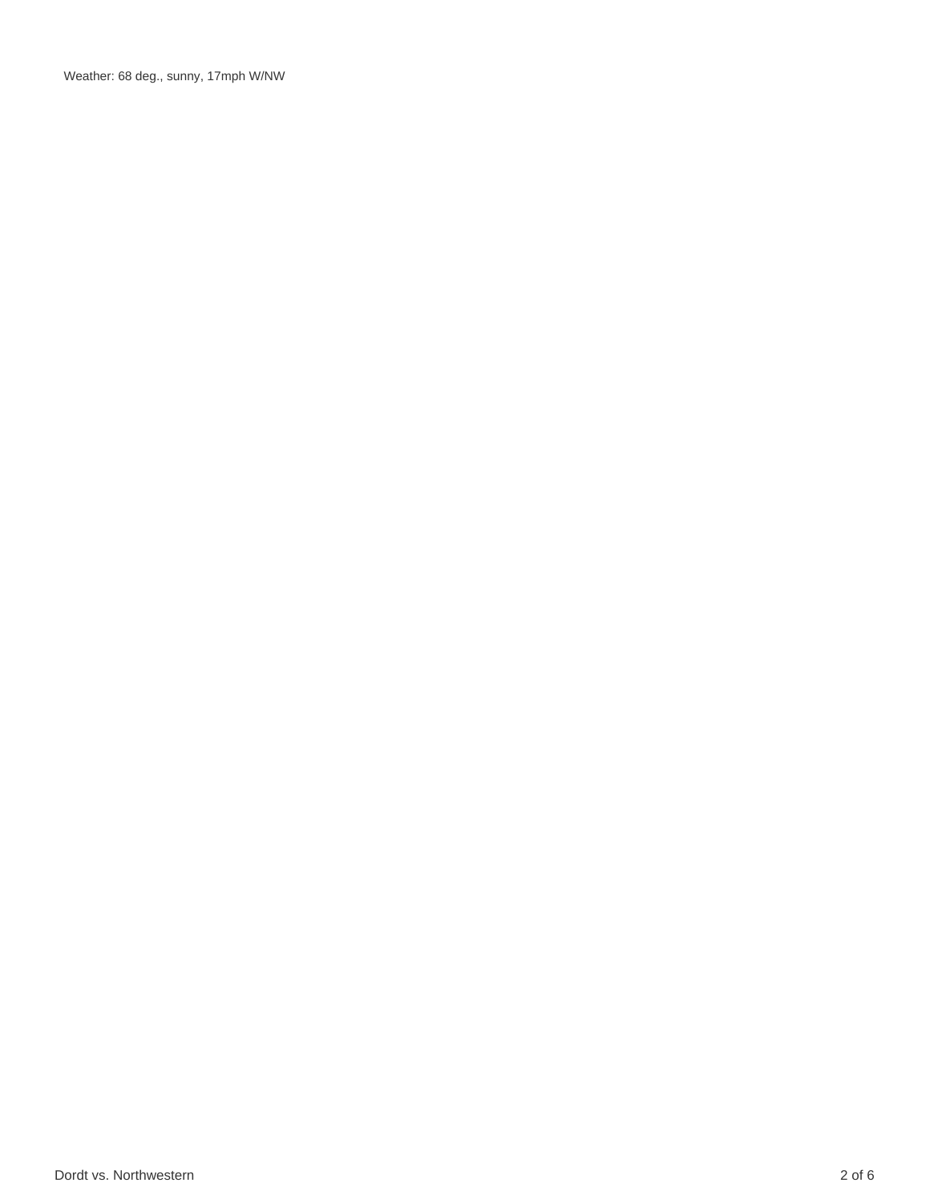Weather: 68 deg., sunny, 17mph W/NW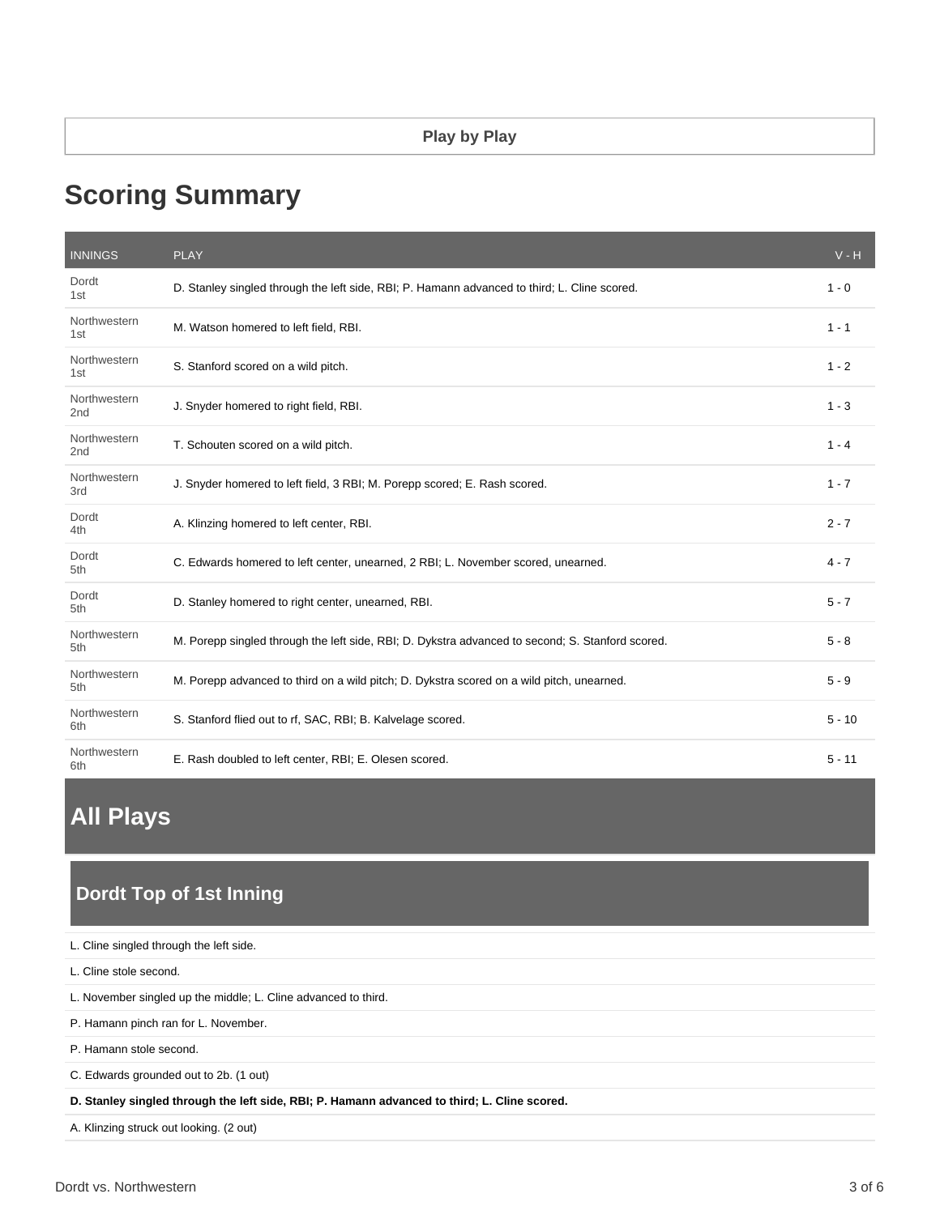## Play by Play

# Scoring Summary

| INNINGS | PLAY | V - H |
|---|---|---|
| Dordt 1st | D. Stanley singled through the left side, RBI; P. Hamann advanced to third; L. Cline scored. | 1 - 0 |
| Northwestern 1st | M. Watson homered to left field, RBI. | 1 - 1 |
| Northwestern 1st | S. Stanford scored on a wild pitch. | 1 - 2 |
| Northwestern 2nd | J. Snyder homered to right field, RBI. | 1 - 3 |
| Northwestern 2nd | T. Schouten scored on a wild pitch. | 1 - 4 |
| Northwestern 3rd | J. Snyder homered to left field, 3 RBI; M. Porepp scored; E. Rash scored. | 1 - 7 |
| Dordt 4th | A. Klinzing homered to left center, RBI. | 2 - 7 |
| Dordt 5th | C. Edwards homered to left center, unearned, 2 RBI; L. November scored, unearned. | 4 - 7 |
| Dordt 5th | D. Stanley homered to right center, unearned, RBI. | 5 - 7 |
| Northwestern 5th | M. Porepp singled through the left side, RBI; D. Dykstra advanced to second; S. Stanford scored. | 5 - 8 |
| Northwestern 5th | M. Porepp advanced to third on a wild pitch; D. Dykstra scored on a wild pitch, unearned. | 5 - 9 |
| Northwestern 6th | S. Stanford flied out to rf, SAC, RBI; B. Kalvelage scored. | 5 - 10 |
| Northwestern 6th | E. Rash doubled to left center, RBI; E. Olesen scored. | 5 - 11 |

# All Plays

## Dordt Top of 1st Inning

L. Cline singled through the left side.

L. Cline stole second.

L. November singled up the middle; L. Cline advanced to third.

P. Hamann pinch ran for L. November.

P. Hamann stole second.

C. Edwards grounded out to 2b. (1 out)

**D. Stanley singled through the left side, RBI; P. Hamann advanced to third; L. Cline scored.**

A. Klinzing struck out looking. (2 out)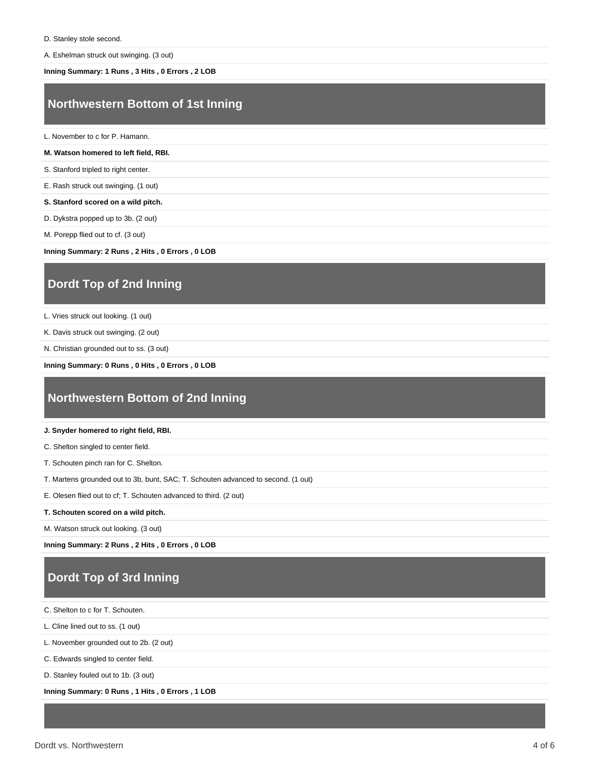D. Stanley stole second.

A. Eshelman struck out swinging. (3 out)

**Inning Summary: 1 Runs , 3 Hits , 0 Errors , 2 LOB**

## Northwestern Bottom of 1st Inning

L. November to c for P. Hamann.

**M. Watson homered to left field, RBI.**

S. Stanford tripled to right center.

E. Rash struck out swinging. (1 out)

**S. Stanford scored on a wild pitch.**

D. Dykstra popped up to 3b. (2 out)

M. Porepp flied out to cf. (3 out)

**Inning Summary: 2 Runs , 2 Hits , 0 Errors , 0 LOB**

## Dordt Top of 2nd Inning

L. Vries struck out looking. (1 out)

K. Davis struck out swinging. (2 out)

N. Christian grounded out to ss. (3 out)

**Inning Summary: 0 Runs , 0 Hits , 0 Errors , 0 LOB**

## Northwestern Bottom of 2nd Inning

**J. Snyder homered to right field, RBI.**

C. Shelton singled to center field.

T. Schouten pinch ran for C. Shelton.

T. Martens grounded out to 3b, bunt, SAC; T. Schouten advanced to second. (1 out)

E. Olesen flied out to cf; T. Schouten advanced to third. (2 out)

**T. Schouten scored on a wild pitch.**

M. Watson struck out looking. (3 out)

**Inning Summary: 2 Runs , 2 Hits , 0 Errors , 0 LOB**

## Dordt Top of 3rd Inning

C. Shelton to c for T. Schouten.

L. Cline lined out to ss. (1 out)

L. November grounded out to 2b. (2 out)

C. Edwards singled to center field.

D. Stanley fouled out to 1b. (3 out)

**Inning Summary: 0 Runs , 1 Hits , 0 Errors , 1 LOB**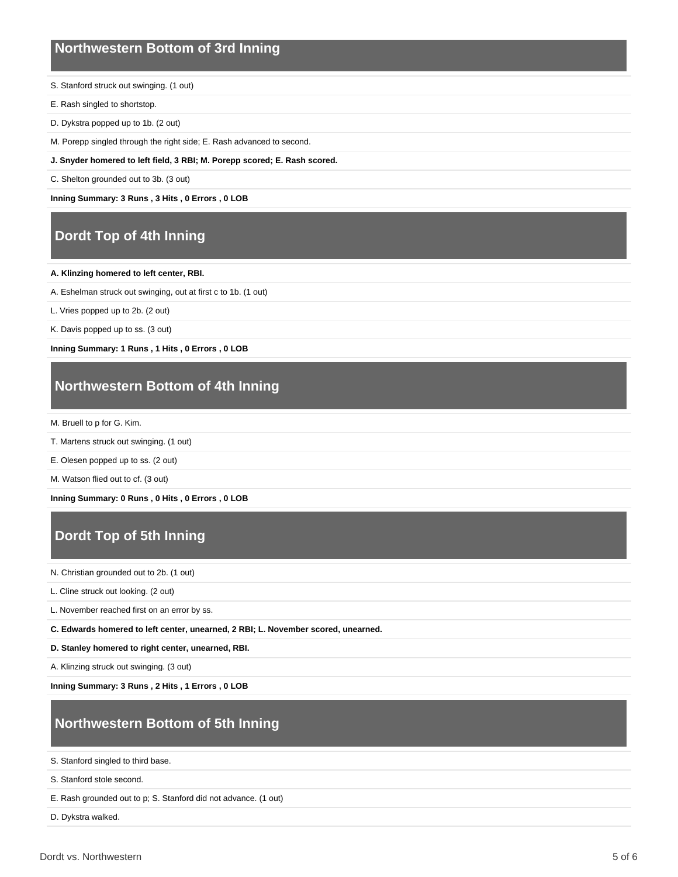## Northwestern Bottom of 3rd Inning

S. Stanford struck out swinging. (1 out)

E. Rash singled to shortstop.

D. Dykstra popped up to 1b. (2 out)

M. Porepp singled through the right side; E. Rash advanced to second.

**J. Snyder homered to left field, 3 RBI; M. Porepp scored; E. Rash scored.**

C. Shelton grounded out to 3b. (3 out)

**Inning Summary: 3 Runs , 3 Hits , 0 Errors , 0 LOB**

## Dordt Top of 4th Inning

**A. Klinzing homered to left center, RBI.**

A. Eshelman struck out swinging, out at first c to 1b. (1 out)

L. Vries popped up to 2b. (2 out)

K. Davis popped up to ss. (3 out)

**Inning Summary: 1 Runs , 1 Hits , 0 Errors , 0 LOB**

## Northwestern Bottom of 4th Inning

M. Bruell to p for G. Kim.

T. Martens struck out swinging. (1 out)

E. Olesen popped up to ss. (2 out)

M. Watson flied out to cf. (3 out)

**Inning Summary: 0 Runs , 0 Hits , 0 Errors , 0 LOB**

## Dordt Top of 5th Inning

N. Christian grounded out to 2b. (1 out)

L. Cline struck out looking. (2 out)

L. November reached first on an error by ss.

**C. Edwards homered to left center, unearned, 2 RBI; L. November scored, unearned.**

**D. Stanley homered to right center, unearned, RBI.**

A. Klinzing struck out swinging. (3 out)

**Inning Summary: 3 Runs , 2 Hits , 1 Errors , 0 LOB**

## Northwestern Bottom of 5th Inning

S. Stanford singled to third base.

S. Stanford stole second.

E. Rash grounded out to p; S. Stanford did not advance. (1 out)

D. Dykstra walked.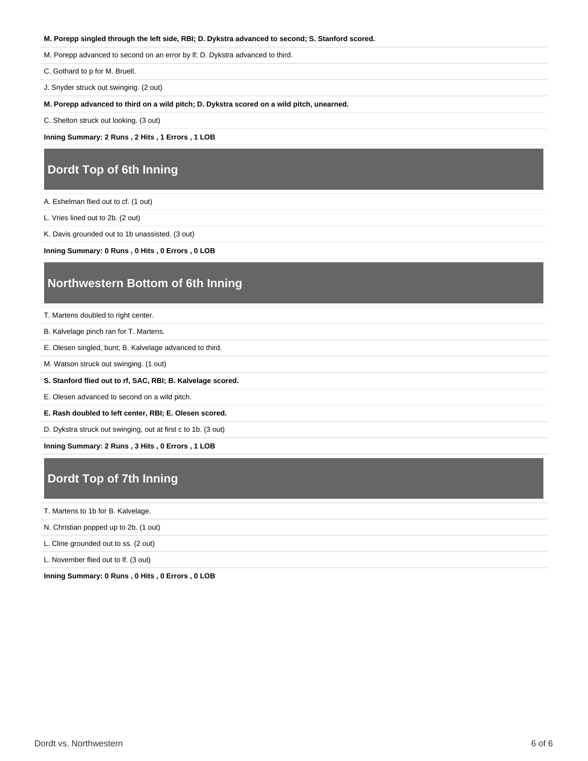**M. Porepp singled through the left side, RBI; D. Dykstra advanced to second; S. Stanford scored.**

M. Porepp advanced to second on an error by lf; D. Dykstra advanced to third.

C. Gothard to p for M. Bruell.

J. Snyder struck out swinging. (2 out)

**M. Porepp advanced to third on a wild pitch; D. Dykstra scored on a wild pitch, unearned.**

C. Shelton struck out looking. (3 out)

**Inning Summary: 2 Runs , 2 Hits , 1 Errors , 1 LOB**

## Dordt Top of 6th Inning

A. Eshelman flied out to cf. (1 out)

L. Vries lined out to 2b. (2 out)

K. Davis grounded out to 1b unassisted. (3 out)

**Inning Summary: 0 Runs , 0 Hits , 0 Errors , 0 LOB**

## Northwestern Bottom of 6th Inning

T. Martens doubled to right center.

B. Kalvelage pinch ran for T. Martens.

E. Olesen singled, bunt; B. Kalvelage advanced to third.

M. Watson struck out swinging. (1 out)

**S. Stanford flied out to rf, SAC, RBI; B. Kalvelage scored.**

E. Olesen advanced to second on a wild pitch.

**E. Rash doubled to left center, RBI; E. Olesen scored.**

D. Dykstra struck out swinging, out at first c to 1b. (3 out)

**Inning Summary: 2 Runs , 3 Hits , 0 Errors , 1 LOB**

## Dordt Top of 7th Inning

T. Martens to 1b for B. Kalvelage.

N. Christian popped up to 2b. (1 out)

L. Cline grounded out to ss. (2 out)

L. November flied out to lf. (3 out)

**Inning Summary: 0 Runs , 0 Hits , 0 Errors , 0 LOB**